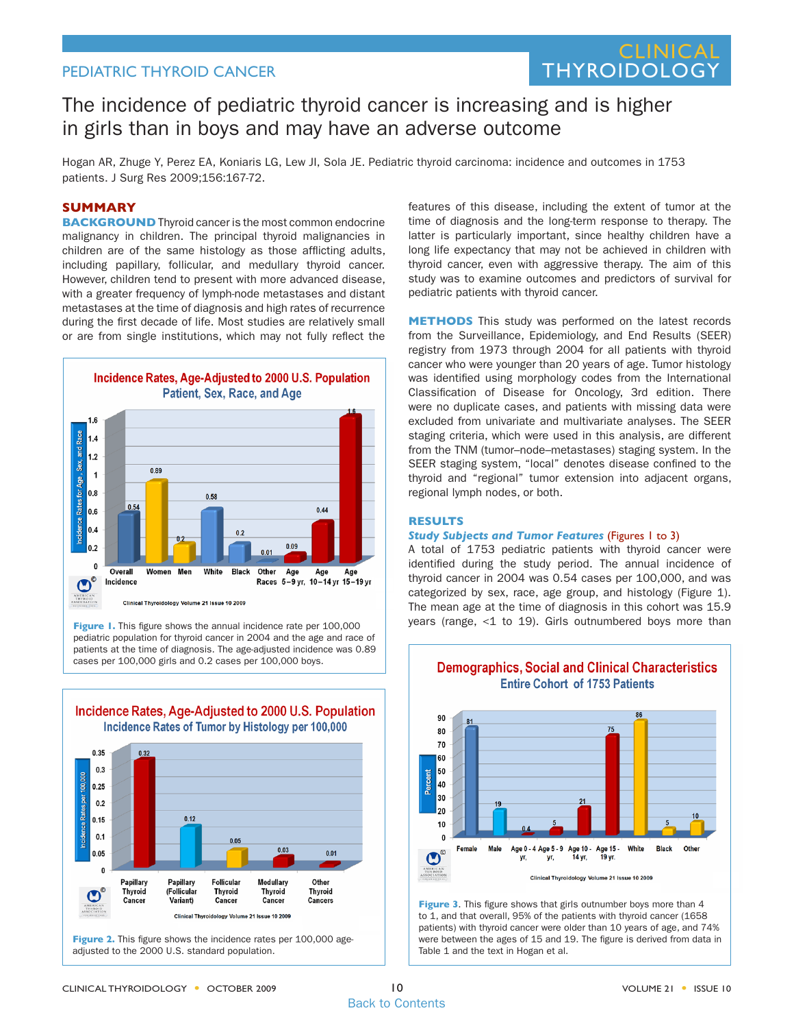PEDIATRIC THYROID CANCER

# The incidence of pediatric thyroid cancer is increasing and is higher in girls than in boys and may have an adverse outcome

Hogan AR, Zhuge Y, Perez EA, Koniaris LG, Lew JI, Sola JE. Pediatric thyroid carcinoma: incidence and outcomes in 1753 patients. J Surg Res 2009;156:167-72.

## SUMMARY

**BACKGROUND** Thyroid cancer is the most common endocrine malignancy in children. The principal thyroid malignancies in children are of the same histology as those afflicting adults, including papillary, follicular, and medullary thyroid cancer. However, children tend to present with more advanced disease, with a greater frequency of lymph-node metastases and distant metastases at the time of diagnosis and high rates of recurrence during the first decade of life. Most studies are relatively small or are from single institutions, which may not fully reflect the features of this disease, including the extent of tumor at the time of diagnosis and the long-term response to therapy. The latter is particularly important, since healthy children have a long life expectancy that may not be achieved in children with thyroid cancer, even with aggressive therapy. The aim of this study was to examine outcomes and predictors of survival for pediatric patients with thyroid cancer.

**METHODS** This study was performed on the latest records from the Surveillance, Epidemiology, and End Results (SEER) registry from 1973 through 2004 for all patients with thyroid cancer who were younger than 20 years of age. Tumor histology was identified using morphology codes from the International Classification of Disease for Oncology, 3rd edition. There were no duplicate cases, and patients with missing data were excluded from univariate and multivariate analyses. The SEER staging criteria, which were used in this analysis, are different from the TNM (tumor–node–metastases) staging system. In the SEER staging system, "local" denotes disease confined to the thyroid and "regional" tumor extension into adjacent organs, regional lymph nodes, or both.

## RESULTS

### *Study Subjects and Tumor Features* (Figures 1 to 3)

A total of 1753 pediatric patients with thyroid cancer were identified during the study period. The annual incidence of thyroid cancer in 2004 was 0.54 cases per 100,000, and was categorized by sex, race, age group, and histology (Figure 1). The mean age at the time of diagnosis in this cohort was 15.9 years (range, <1 to 19). Girls outnumbered boys more than

**Incidence Rates, Age-Adjusted to 2000 U.S. Population**
**Patient, Sex, Race, and Age**

| Category | Incidence Rate per 100,000 |
|---|---|
| Overall Incidence | 0.54 |
| Women | 0.89 |
| Men | 0.2 |
| White | 0.58 |
| Black | 0.2 |
| Other Races | 0.01 |
| Age 5–9 yr | 0.09 |
| Age 10–14 yr | 0.44 |
| Age 15–19 yr | 1.6 |

**Figure 1.** This figure shows the annual incidence rate per 100,000 pediatric population for thyroid cancer in 2004 and the age and race of patients at the time of diagnosis. The age-adjusted incidence was 0.89 cases per 100,000 girls and 0.2 cases per 100,000 boys.

**Incidence Rates, Age-Adjusted to 2000 U.S. Population**
**Incidence Rates of Tumor by Histology per 100,000**

| Histology | Incidence Rate per 100,000 |
|---|---|
| Papillary Thyroid Cancer | 0.32 |
| Papillary (Follicular Variant) | 0.12 |
| Follicular Thyroid Cancer | 0.05 |
| Medullary Thyroid Cancer | 0.03 |
| Other Thyroid Cancers | 0.01 |

**Figure 2.** This figure shows the incidence rates per 100,000 age-adjusted to the 2000 U.S. standard population.

**Demographics, Social and Clinical Characteristics**
**Entire Cohort of 1753 Patients**

| Category | Percent |
|---|---|
| Female | 81 |
| Male | 19 |
| Age 0 - 4 yr | 0.4 |
| Age 5 - 9 yr | 5 |
| Age 10 - 14 yr | 21 |
| Age 15 - 19 yr | 75 |
| White | 86 |
| Black | 5 |
| Other | 10 |

**Figure 3.** This figure shows that girls outnumber boys more than 4 to 1, and that overall, 95% of the patients with thyroid cancer (1658 patients) with thyroid cancer were older than 10 years of age, and 74% were between the ages of 15 and 19. The figure is derived from data in Table 1 and the text in Hogan et al.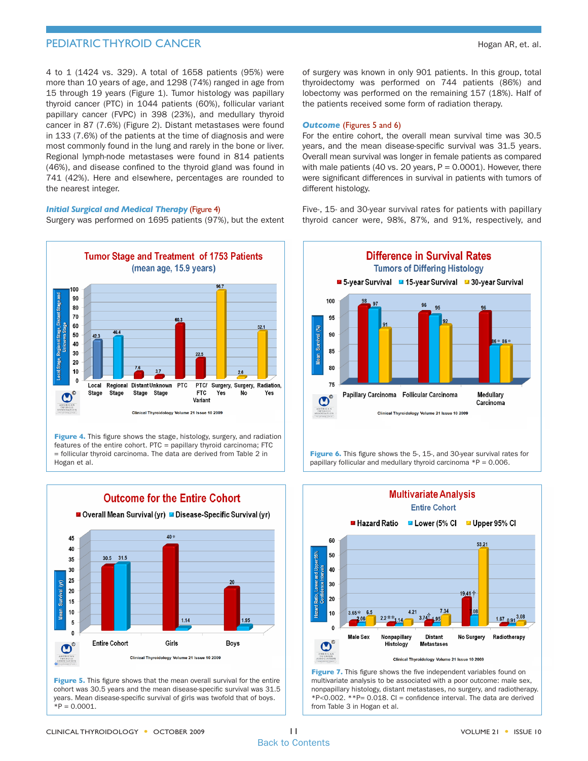4 to 1 (1424 vs. 329). A total of 1658 patients (95%) were more than 10 years of age, and 1298 (74%) ranged in age from 15 through 19 years (Figure 1). Tumor histology was papillary thyroid cancer (PTC) in 1044 patients (60%), follicular variant papillary cancer (FVPC) in 398 (23%), and medullary thyroid cancer in 87 (7.6%) (Figure 2). Distant metastases were found in 133 (7.6%) of the patients at the time of diagnosis and were most commonly found in the lung and rarely in the bone or liver. Regional lymph-node metastases were found in 814 patients (46%), and disease confined to the thyroid gland was found in 741 (42%). Here and elsewhere, percentages are rounded to the nearest integer.

### *Initial Surgical and Medical Therapy* (Figure 4)

Surgery was performed on 1695 patients (97%), but the extent of surgery was known in only 901 patients. In this group, total thyroidectomy was performed on 744 patients (86%) and lobectomy was performed on the remaining 157 (18%). Half of the patients received some form of radiation therapy.

### *Outcome* (Figures 5 and 6)

For the entire cohort, the overall mean survival time was 30.5 years, and the mean disease-specific survival was 31.5 years. Overall mean survival was longer in female patients as compared with male patients (40 vs. 20 years, P = 0.0001). However, there were significant differences in survival in patients with tumors of different histology.

Five-, 15- and 30-year survival rates for patients with papillary thyroid cancer were, 98%, 87%, and 91%, respectively, and

**Figure 4.** This figure shows the stage, histology, surgery, and radiation features of the entire cohort. PTC = papillary thyroid carcinoma; FTC = follicular thyroid carcinoma. The data are derived from Table 2 in Hogan et al.

**Figure 6.** This figure shows the 5-, 15-, and 30-year survival rates for papillary follicular and medullary thyroid carcinoma *P = 0.006.

**Figure 5.** This figure shows that the mean overall survival for the entire cohort was 30.5 years and the mean disease-specific survival was 31.5 years. Mean disease-specific survival of girls was twofold that of boys. *P = 0.0001.

**Figure 7.** This figure shows the five independent variables found on multivariate analysis to be associated with a poor outcome: male sex, nonpapillary histology, distant metastases, no surgery, and radiotherapy. *P<0.002. **P= 0.018. CI = confidence interval. The data are derived from Table 3 in Hogan et al.

Back to Contents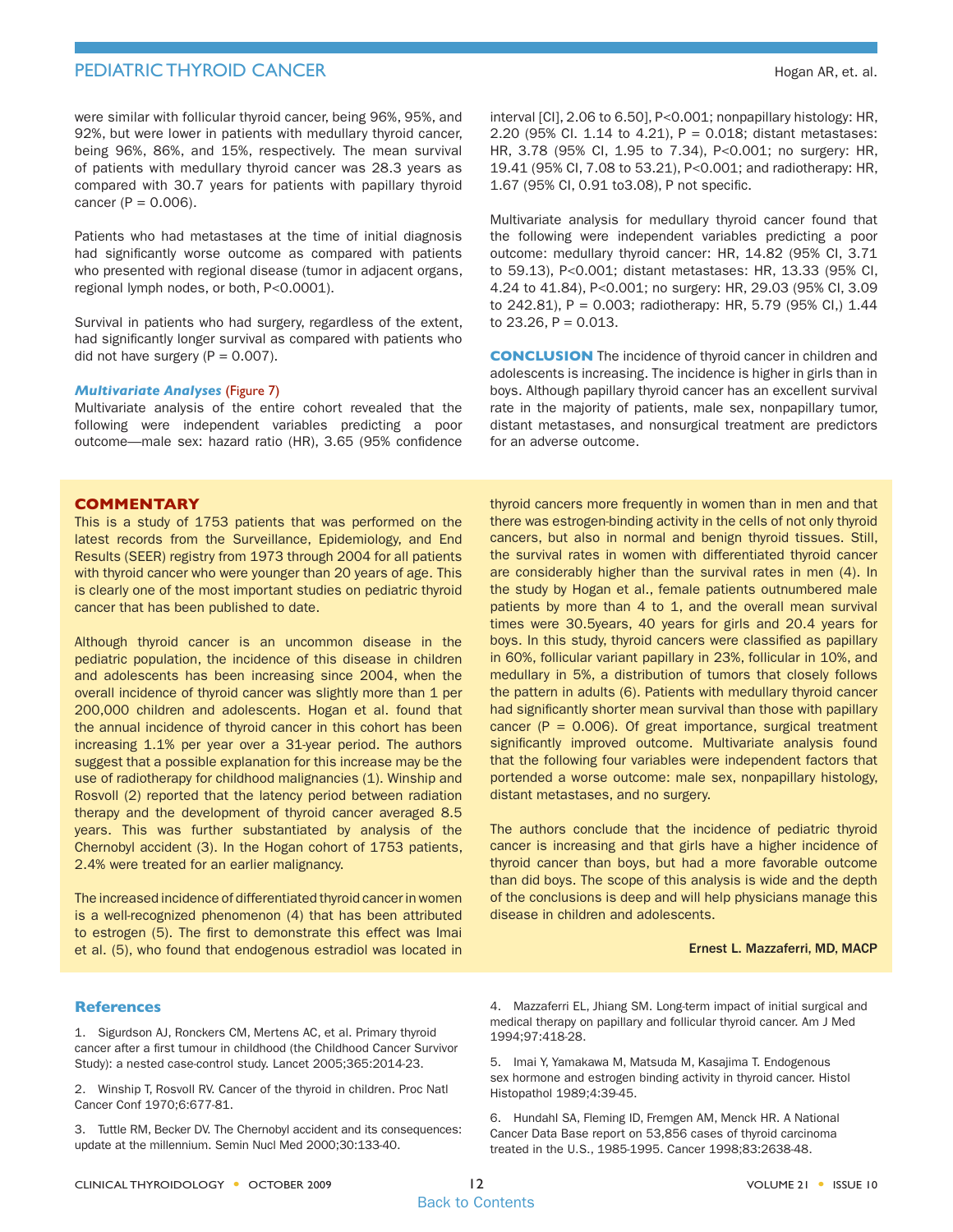were similar with follicular thyroid cancer, being 96%, 95%, and 92%, but were lower in patients with medullary thyroid cancer, being 96%, 86%, and 15%, respectively. The mean survival of patients with medullary thyroid cancer was 28.3 years as compared with 30.7 years for patients with papillary thyroid cancer (P = 0.006).

Patients who had metastases at the time of initial diagnosis had significantly worse outcome as compared with patients who presented with regional disease (tumor in adjacent organs, regional lymph nodes, or both, P<0.0001).

Survival in patients who had surgery, regardless of the extent, had significantly longer survival as compared with patients who did not have surgery (P = 0.007).

***Multivariate Analyses*** (Figure 7)

Multivariate analysis of the entire cohort revealed that the following were independent variables predicting a poor outcome—male sex: hazard ratio (HR), 3.65 (95% confidence interval [CI], 2.06 to 6.50], P<0.001; nonpapillary histology: HR, 2.20 (95% CI. 1.14 to 4.21), P = 0.018; distant metastases: HR, 3.78 (95% CI, 1.95 to 7.34), P<0.001; no surgery: HR, 19.41 (95% CI, 7.08 to 53.21), P<0.001; and radiotherapy: HR, 1.67 (95% CI, 0.91 to3.08), P not specific.

Multivariate analysis for medullary thyroid cancer found that the following were independent variables predicting a poor outcome: medullary thyroid cancer: HR, 14.82 (95% CI, 3.71 to 59.13), P<0.001; distant metastases: HR, 13.33 (95% CI, 4.24 to 41.84), P<0.001; no surgery: HR, 29.03 (95% CI, 3.09 to 242.81), P = 0.003; radiotherapy: HR, 5.79 (95% CI,) 1.44 to 23.26, P = 0.013.

**CONCLUSION** The incidence of thyroid cancer in children and adolescents is increasing. The incidence is higher in girls than in boys. Although papillary thyroid cancer has an excellent survival rate in the majority of patients, male sex, nonpapillary tumor, distant metastases, and nonsurgical treatment are predictors for an adverse outcome.

## COMMENTARY

This is a study of 1753 patients that was performed on the latest records from the Surveillance, Epidemiology, and End Results (SEER) registry from 1973 through 2004 for all patients with thyroid cancer who were younger than 20 years of age. This is clearly one of the most important studies on pediatric thyroid cancer that has been published to date.

Although thyroid cancer is an uncommon disease in the pediatric population, the incidence of this disease in children and adolescents has been increasing since 2004, when the overall incidence of thyroid cancer was slightly more than 1 per 200,000 children and adolescents. Hogan et al. found that the annual incidence of thyroid cancer in this cohort has been increasing 1.1% per year over a 31-year period. The authors suggest that a possible explanation for this increase may be the use of radiotherapy for childhood malignancies (1). Winship and Rosvoll (2) reported that the latency period between radiation therapy and the development of thyroid cancer averaged 8.5 years. This was further substantiated by analysis of the Chernobyl accident (3). In the Hogan cohort of 1753 patients, 2.4% were treated for an earlier malignancy.

The increased incidence of differentiated thyroid cancer in women is a well-recognized phenomenon (4) that has been attributed to estrogen (5). The first to demonstrate this effect was Imai et al. (5), who found that endogenous estradiol was located in thyroid cancers more frequently in women than in men and that there was estrogen-binding activity in the cells of not only thyroid cancers, but also in normal and benign thyroid tissues. Still, the survival rates in women with differentiated thyroid cancer are considerably higher than the survival rates in men (4). In the study by Hogan et al., female patients outnumbered male patients by more than 4 to 1, and the overall mean survival times were 30.5years, 40 years for girls and 20.4 years for boys. In this study, thyroid cancers were classified as papillary in 60%, follicular variant papillary in 23%, follicular in 10%, and medullary in 5%, a distribution of tumors that closely follows the pattern in adults (6). Patients with medullary thyroid cancer had significantly shorter mean survival than those with papillary cancer (P = 0.006). Of great importance, surgical treatment significantly improved outcome. Multivariate analysis found that the following four variables were independent factors that portended a worse outcome: male sex, nonpapillary histology, distant metastases, and no surgery.

The authors conclude that the incidence of pediatric thyroid cancer is increasing and that girls have a higher incidence of thyroid cancer than boys, but had a more favorable outcome than did boys. The scope of this analysis is wide and the depth of the conclusions is deep and will help physicians manage this disease in children and adolescents.

**Ernest L. Mazzaferri, MD, MACP**

## References

1. Sigurdson AJ, Ronckers CM, Mertens AC, et al. Primary thyroid cancer after a first tumour in childhood (the Childhood Cancer Survivor Study): a nested case-control study. Lancet 2005;365:2014-23.

2. Winship T, Rosvoll RV. Cancer of the thyroid in children. Proc Natl Cancer Conf 1970;6:677-81.

3. Tuttle RM, Becker DV. The Chernobyl accident and its consequences: update at the millennium. Semin Nucl Med 2000;30:133-40.

4. Mazzaferri EL, Jhiang SM. Long-term impact of initial surgical and medical therapy on papillary and follicular thyroid cancer. Am J Med 1994;97:418-28.

5. Imai Y, Yamakawa M, Matsuda M, Kasajima T. Endogenous sex hormone and estrogen binding activity in thyroid cancer. Histol Histopathol 1989;4:39-45.

6. Hundahl SA, Fleming ID, Fremgen AM, Menck HR. A National Cancer Data Base report on 53,856 cases of thyroid carcinoma treated in the U.S., 1985-1995. Cancer 1998;83:2638-48.

Back to Contents